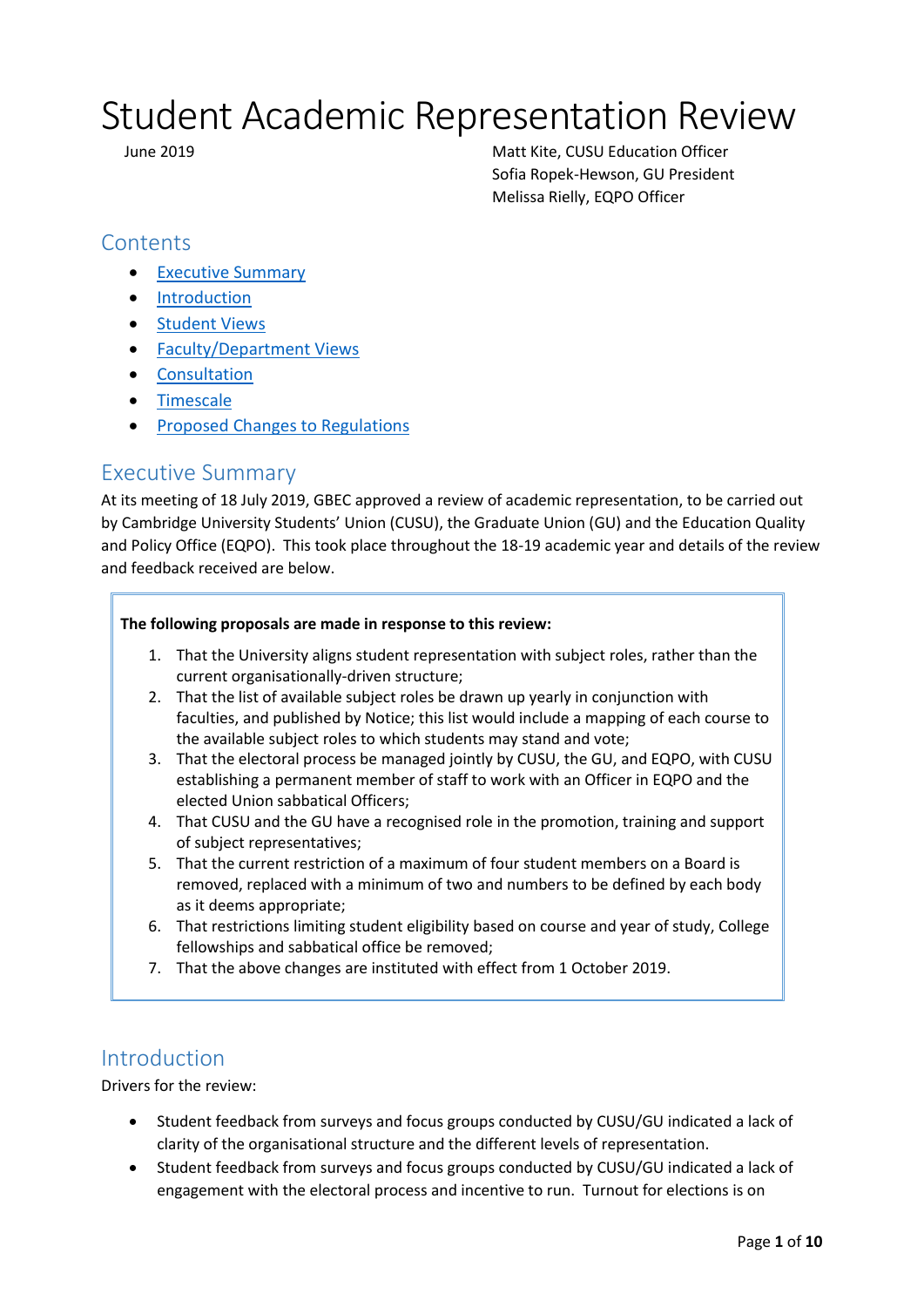# Student Academic Representation Review

June 2019

Matt Kite, CUSU Education Officer
Sofia Ropek-Hewson, GU President
Melissa Rielly, EQPO Officer

## Contents

- Executive Summary
- Introduction
- Student Views
- Faculty/Department Views
- Consultation
- Timescale
- Proposed Changes to Regulations

## Executive Summary

At its meeting of 18 July 2019, GBEC approved a review of academic representation, to be carried out by Cambridge University Students' Union (CUSU), the Graduate Union (GU) and the Education Quality and Policy Office (EQPO). This took place throughout the 18-19 academic year and details of the review and feedback received are below.

**The following proposals are made in response to this review:**

1. That the University aligns student representation with subject roles, rather than the current organisationally-driven structure;
2. That the list of available subject roles be drawn up yearly in conjunction with faculties, and published by Notice; this list would include a mapping of each course to the available subject roles to which students may stand and vote;
3. That the electoral process be managed jointly by CUSU, the GU, and EQPO, with CUSU establishing a permanent member of staff to work with an Officer in EQPO and the elected Union sabbatical Officers;
4. That CUSU and the GU have a recognised role in the promotion, training and support of subject representatives;
5. That the current restriction of a maximum of four student members on a Board is removed, replaced with a minimum of two and numbers to be defined by each body as it deems appropriate;
6. That restrictions limiting student eligibility based on course and year of study, College fellowships and sabbatical office be removed;
7. That the above changes are instituted with effect from 1 October 2019.

## Introduction

Drivers for the review:

- Student feedback from surveys and focus groups conducted by CUSU/GU indicated a lack of clarity of the organisational structure and the different levels of representation.
- Student feedback from surveys and focus groups conducted by CUSU/GU indicated a lack of engagement with the electoral process and incentive to run. Turnout for elections is on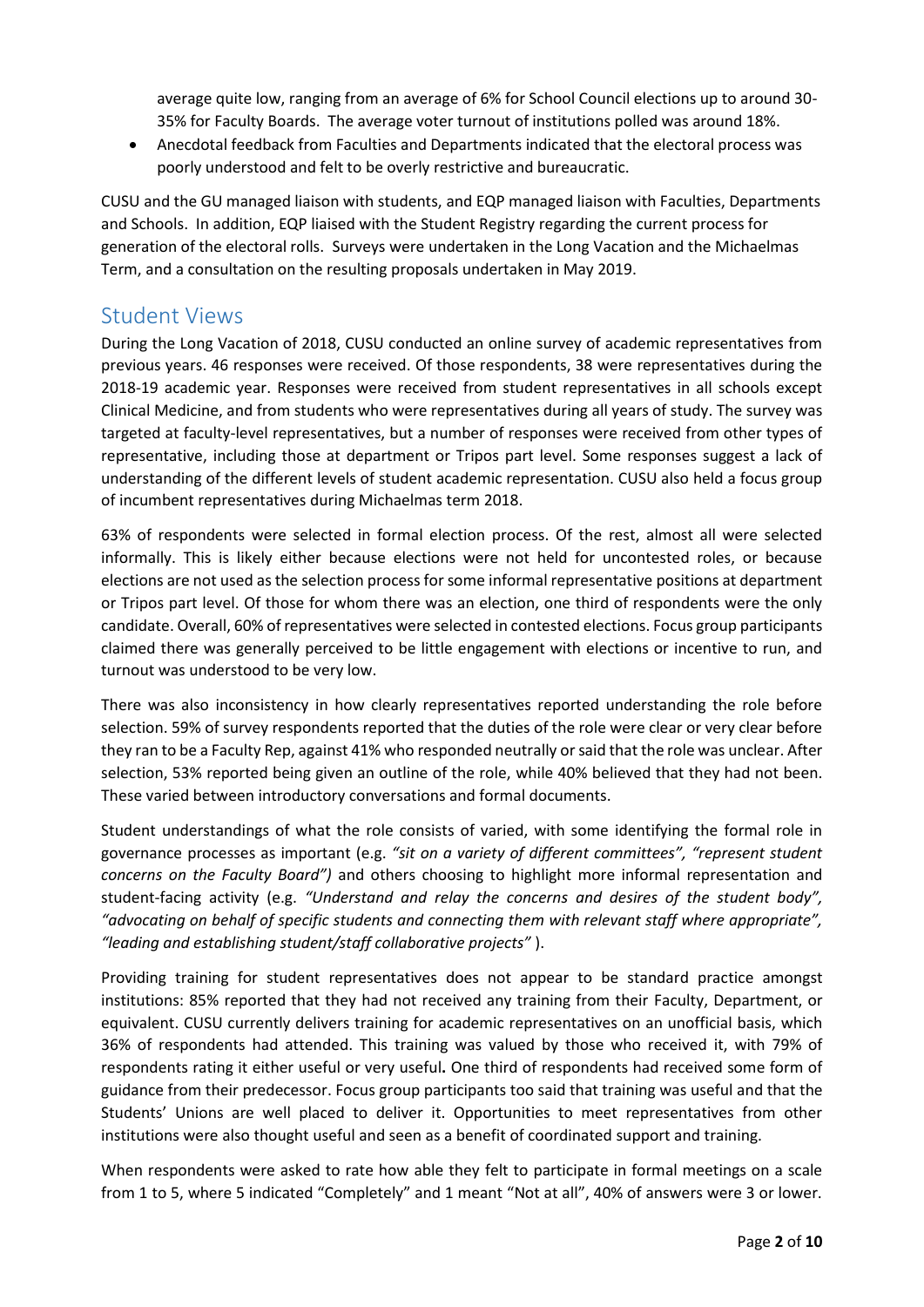average quite low, ranging from an average of 6% for School Council elections up to around 30-35% for Faculty Boards. The average voter turnout of institutions polled was around 18%.

- Anecdotal feedback from Faculties and Departments indicated that the electoral process was poorly understood and felt to be overly restrictive and bureaucratic.

CUSU and the GU managed liaison with students, and EQP managed liaison with Faculties, Departments and Schools. In addition, EQP liaised with the Student Registry regarding the current process for generation of the electoral rolls. Surveys were undertaken in the Long Vacation and the Michaelmas Term, and a consultation on the resulting proposals undertaken in May 2019.

## Student Views

During the Long Vacation of 2018, CUSU conducted an online survey of academic representatives from previous years. 46 responses were received. Of those respondents, 38 were representatives during the 2018-19 academic year. Responses were received from student representatives in all schools except Clinical Medicine, and from students who were representatives during all years of study. The survey was targeted at faculty-level representatives, but a number of responses were received from other types of representative, including those at department or Tripos part level. Some responses suggest a lack of understanding of the different levels of student academic representation. CUSU also held a focus group of incumbent representatives during Michaelmas term 2018.

63% of respondents were selected in formal election process. Of the rest, almost all were selected informally. This is likely either because elections were not held for uncontested roles, or because elections are not used as the selection process for some informal representative positions at department or Tripos part level. Of those for whom there was an election, one third of respondents were the only candidate. Overall, 60% of representatives were selected in contested elections. Focus group participants claimed there was generally perceived to be little engagement with elections or incentive to run, and turnout was understood to be very low.

There was also inconsistency in how clearly representatives reported understanding the role before selection. 59% of survey respondents reported that the duties of the role were clear or very clear before they ran to be a Faculty Rep, against 41% who responded neutrally or said that the role was unclear. After selection, 53% reported being given an outline of the role, while 40% believed that they had not been. These varied between introductory conversations and formal documents.

Student understandings of what the role consists of varied, with some identifying the formal role in governance processes as important (e.g. *"sit on a variety of different committees", "represent student concerns on the Faculty Board")* and others choosing to highlight more informal representation and student-facing activity (e.g. *"Understand and relay the concerns and desires of the student body", "advocating on behalf of specific students and connecting them with relevant staff where appropriate", "leading and establishing student/staff collaborative projects"* ).

Providing training for student representatives does not appear to be standard practice amongst institutions: 85% reported that they had not received any training from their Faculty, Department, or equivalent. CUSU currently delivers training for academic representatives on an unofficial basis, which 36% of respondents had attended. This training was valued by those who received it, with 79% of respondents rating it either useful or very useful**.** One third of respondents had received some form of guidance from their predecessor. Focus group participants too said that training was useful and that the Students' Unions are well placed to deliver it. Opportunities to meet representatives from other institutions were also thought useful and seen as a benefit of coordinated support and training.

When respondents were asked to rate how able they felt to participate in formal meetings on a scale from 1 to 5, where 5 indicated "Completely" and 1 meant "Not at all", 40% of answers were 3 or lower.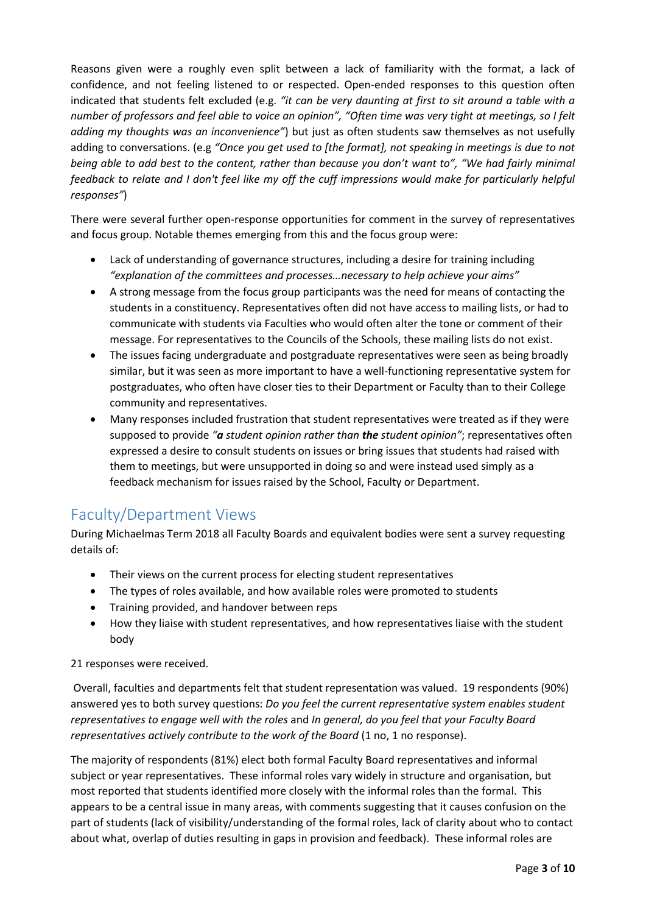Reasons given were a roughly even split between a lack of familiarity with the format, a lack of confidence, and not feeling listened to or respected. Open-ended responses to this question often indicated that students felt excluded (e.g. *"it can be very daunting at first to sit around a table with a number of professors and feel able to voice an opinion", "Often time was very tight at meetings, so I felt adding my thoughts was an inconvenience"*) but just as often students saw themselves as not usefully adding to conversations. (e.g *"Once you get used to [the format], not speaking in meetings is due to not being able to add best to the content, rather than because you don't want to", "We had fairly minimal feedback to relate and I don't feel like my off the cuff impressions would make for particularly helpful responses"*)

There were several further open-response opportunities for comment in the survey of representatives and focus group. Notable themes emerging from this and the focus group were:

- Lack of understanding of governance structures, including a desire for training including *"explanation of the committees and processes…necessary to help achieve your aims"*
- A strong message from the focus group participants was the need for means of contacting the students in a constituency. Representatives often did not have access to mailing lists, or had to communicate with students via Faculties who would often alter the tone or comment of their message. For representatives to the Councils of the Schools, these mailing lists do not exist.
- The issues facing undergraduate and postgraduate representatives were seen as being broadly similar, but it was seen as more important to have a well-functioning representative system for postgraduates, who often have closer ties to their Department or Faculty than to their College community and representatives.
- Many responses included frustration that student representatives were treated as if they were supposed to provide *"**a** student opinion rather than **the** student opinion"*; representatives often expressed a desire to consult students on issues or bring issues that students had raised with them to meetings, but were unsupported in doing so and were instead used simply as a feedback mechanism for issues raised by the School, Faculty or Department.

## Faculty/Department Views

During Michaelmas Term 2018 all Faculty Boards and equivalent bodies were sent a survey requesting details of:

- Their views on the current process for electing student representatives
- The types of roles available, and how available roles were promoted to students
- Training provided, and handover between reps
- How they liaise with student representatives, and how representatives liaise with the student body

21 responses were received.

Overall, faculties and departments felt that student representation was valued. 19 respondents (90%) answered yes to both survey questions: *Do you feel the current representative system enables student representatives to engage well with the roles* and *In general, do you feel that your Faculty Board representatives actively contribute to the work of the Board* (1 no, 1 no response).

The majority of respondents (81%) elect both formal Faculty Board representatives and informal subject or year representatives. These informal roles vary widely in structure and organisation, but most reported that students identified more closely with the informal roles than the formal. This appears to be a central issue in many areas, with comments suggesting that it causes confusion on the part of students (lack of visibility/understanding of the formal roles, lack of clarity about who to contact about what, overlap of duties resulting in gaps in provision and feedback). These informal roles are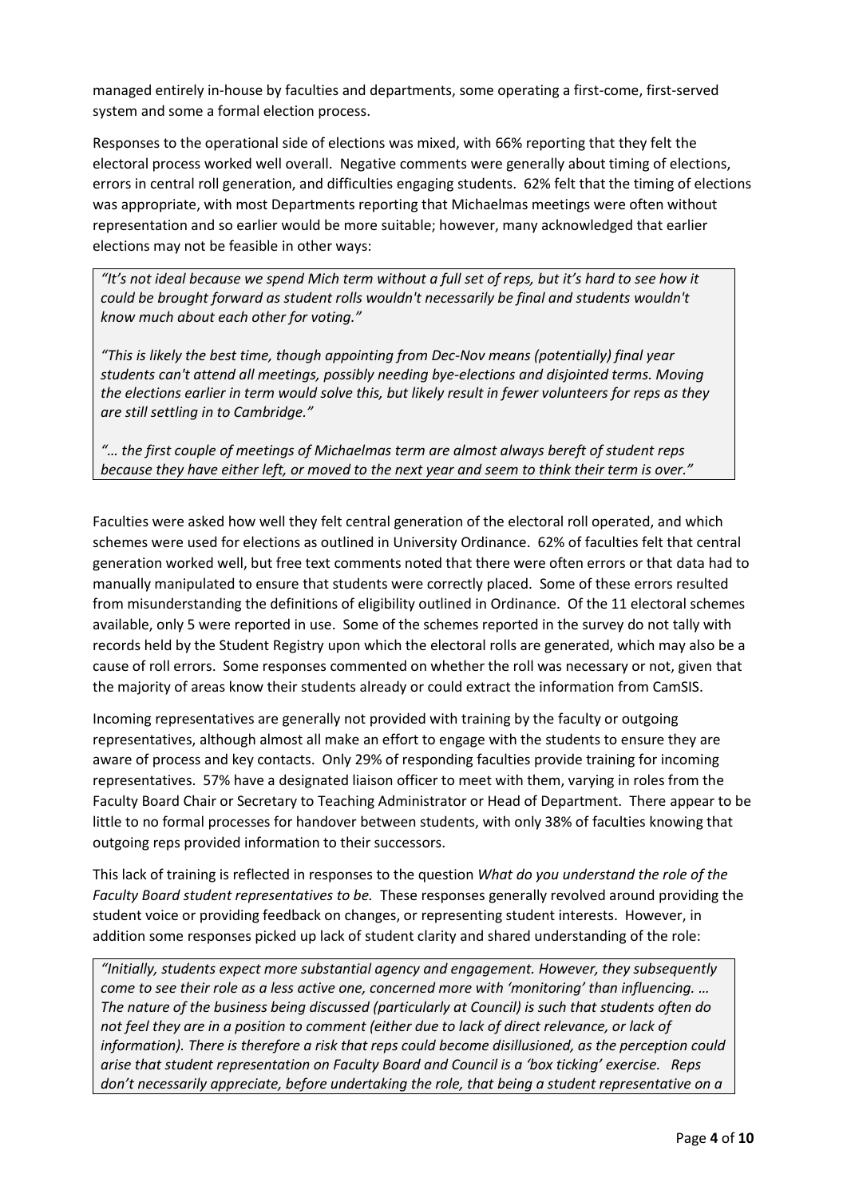managed entirely in-house by faculties and departments, some operating a first-come, first-served system and some a formal election process.

Responses to the operational side of elections was mixed, with 66% reporting that they felt the electoral process worked well overall. Negative comments were generally about timing of elections, errors in central roll generation, and difficulties engaging students. 62% felt that the timing of elections was appropriate, with most Departments reporting that Michaelmas meetings were often without representation and so earlier would be more suitable; however, many acknowledged that earlier elections may not be feasible in other ways:

> *"It's not ideal because we spend Mich term without a full set of reps, but it's hard to see how it could be brought forward as student rolls wouldn't necessarily be final and students wouldn't know much about each other for voting."*
>
> *"This is likely the best time, though appointing from Dec-Nov means (potentially) final year students can't attend all meetings, possibly needing bye-elections and disjointed terms. Moving the elections earlier in term would solve this, but likely result in fewer volunteers for reps as they are still settling in to Cambridge."*
>
> *"… the first couple of meetings of Michaelmas term are almost always bereft of student reps because they have either left, or moved to the next year and seem to think their term is over."*

Faculties were asked how well they felt central generation of the electoral roll operated, and which schemes were used for elections as outlined in University Ordinance. 62% of faculties felt that central generation worked well, but free text comments noted that there were often errors or that data had to manually manipulated to ensure that students were correctly placed. Some of these errors resulted from misunderstanding the definitions of eligibility outlined in Ordinance. Of the 11 electoral schemes available, only 5 were reported in use. Some of the schemes reported in the survey do not tally with records held by the Student Registry upon which the electoral rolls are generated, which may also be a cause of roll errors. Some responses commented on whether the roll was necessary or not, given that the majority of areas know their students already or could extract the information from CamSIS.

Incoming representatives are generally not provided with training by the faculty or outgoing representatives, although almost all make an effort to engage with the students to ensure they are aware of process and key contacts. Only 29% of responding faculties provide training for incoming representatives. 57% have a designated liaison officer to meet with them, varying in roles from the Faculty Board Chair or Secretary to Teaching Administrator or Head of Department. There appear to be little to no formal processes for handover between students, with only 38% of faculties knowing that outgoing reps provided information to their successors.

This lack of training is reflected in responses to the question *What do you understand the role of the Faculty Board student representatives to be.* These responses generally revolved around providing the student voice or providing feedback on changes, or representing student interests. However, in addition some responses picked up lack of student clarity and shared understanding of the role:

> *"Initially, students expect more substantial agency and engagement. However, they subsequently come to see their role as a less active one, concerned more with 'monitoring' than influencing. … The nature of the business being discussed (particularly at Council) is such that students often do not feel they are in a position to comment (either due to lack of direct relevance, or lack of information). There is therefore a risk that reps could become disillusioned, as the perception could arise that student representation on Faculty Board and Council is a 'box ticking' exercise. Reps don't necessarily appreciate, before undertaking the role, that being a student representative on a*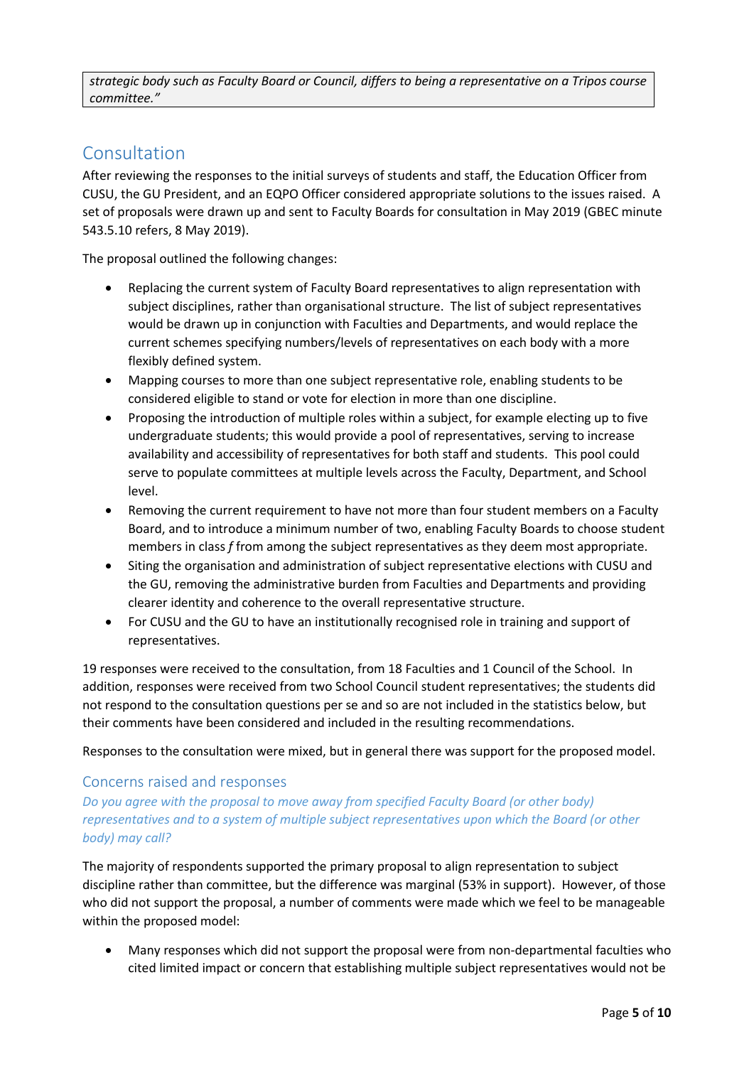> *strategic body such as Faculty Board or Council, differs to being a representative on a Tripos course committee."*

## Consultation

After reviewing the responses to the initial surveys of students and staff, the Education Officer from CUSU, the GU President, and an EQPO Officer considered appropriate solutions to the issues raised. A set of proposals were drawn up and sent to Faculty Boards for consultation in May 2019 (GBEC minute 543.5.10 refers, 8 May 2019).

The proposal outlined the following changes:

- Replacing the current system of Faculty Board representatives to align representation with subject disciplines, rather than organisational structure. The list of subject representatives would be drawn up in conjunction with Faculties and Departments, and would replace the current schemes specifying numbers/levels of representatives on each body with a more flexibly defined system.
- Mapping courses to more than one subject representative role, enabling students to be considered eligible to stand or vote for election in more than one discipline.
- Proposing the introduction of multiple roles within a subject, for example electing up to five undergraduate students; this would provide a pool of representatives, serving to increase availability and accessibility of representatives for both staff and students. This pool could serve to populate committees at multiple levels across the Faculty, Department, and School level.
- Removing the current requirement to have not more than four student members on a Faculty Board, and to introduce a minimum number of two, enabling Faculty Boards to choose student members in class *f* from among the subject representatives as they deem most appropriate.
- Siting the organisation and administration of subject representative elections with CUSU and the GU, removing the administrative burden from Faculties and Departments and providing clearer identity and coherence to the overall representative structure.
- For CUSU and the GU to have an institutionally recognised role in training and support of representatives.

19 responses were received to the consultation, from 18 Faculties and 1 Council of the School. In addition, responses were received from two School Council student representatives; the students did not respond to the consultation questions per se and so are not included in the statistics below, but their comments have been considered and included in the resulting recommendations.

Responses to the consultation were mixed, but in general there was support for the proposed model.

### Concerns raised and responses

*Do you agree with the proposal to move away from specified Faculty Board (or other body) representatives and to a system of multiple subject representatives upon which the Board (or other body) may call?*

The majority of respondents supported the primary proposal to align representation to subject discipline rather than committee, but the difference was marginal (53% in support). However, of those who did not support the proposal, a number of comments were made which we feel to be manageable within the proposed model:

- Many responses which did not support the proposal were from non-departmental faculties who cited limited impact or concern that establishing multiple subject representatives would not be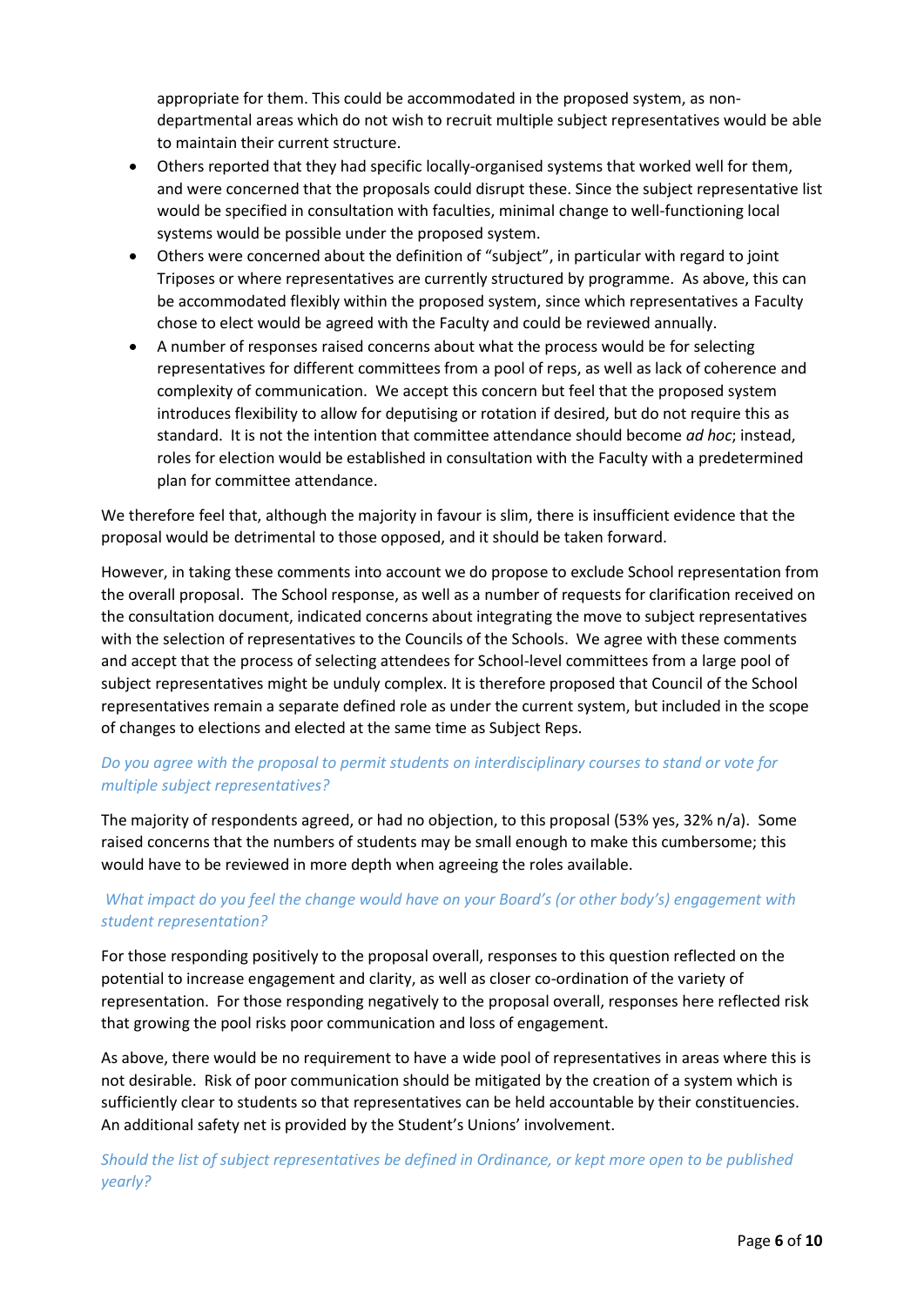appropriate for them. This could be accommodated in the proposed system, as non-departmental areas which do not wish to recruit multiple subject representatives would be able to maintain their current structure.

- Others reported that they had specific locally-organised systems that worked well for them, and were concerned that the proposals could disrupt these. Since the subject representative list would be specified in consultation with faculties, minimal change to well-functioning local systems would be possible under the proposed system.
- Others were concerned about the definition of "subject", in particular with regard to joint Triposes or where representatives are currently structured by programme. As above, this can be accommodated flexibly within the proposed system, since which representatives a Faculty chose to elect would be agreed with the Faculty and could be reviewed annually.
- A number of responses raised concerns about what the process would be for selecting representatives for different committees from a pool of reps, as well as lack of coherence and complexity of communication. We accept this concern but feel that the proposed system introduces flexibility to allow for deputising or rotation if desired, but do not require this as standard. It is not the intention that committee attendance should become *ad hoc*; instead, roles for election would be established in consultation with the Faculty with a predetermined plan for committee attendance.

We therefore feel that, although the majority in favour is slim, there is insufficient evidence that the proposal would be detrimental to those opposed, and it should be taken forward.

However, in taking these comments into account we do propose to exclude School representation from the overall proposal. The School response, as well as a number of requests for clarification received on the consultation document, indicated concerns about integrating the move to subject representatives with the selection of representatives to the Councils of the Schools. We agree with these comments and accept that the process of selecting attendees for School-level committees from a large pool of subject representatives might be unduly complex. It is therefore proposed that Council of the School representatives remain a separate defined role as under the current system, but included in the scope of changes to elections and elected at the same time as Subject Reps.

*Do you agree with the proposal to permit students on interdisciplinary courses to stand or vote for multiple subject representatives?*

The majority of respondents agreed, or had no objection, to this proposal (53% yes, 32% n/a). Some raised concerns that the numbers of students may be small enough to make this cumbersome; this would have to be reviewed in more depth when agreeing the roles available.

*What impact do you feel the change would have on your Board's (or other body's) engagement with student representation?*

For those responding positively to the proposal overall, responses to this question reflected on the potential to increase engagement and clarity, as well as closer co-ordination of the variety of representation. For those responding negatively to the proposal overall, responses here reflected risk that growing the pool risks poor communication and loss of engagement.

As above, there would be no requirement to have a wide pool of representatives in areas where this is not desirable. Risk of poor communication should be mitigated by the creation of a system which is sufficiently clear to students so that representatives can be held accountable by their constituencies. An additional safety net is provided by the Student's Unions' involvement.

*Should the list of subject representatives be defined in Ordinance, or kept more open to be published yearly?*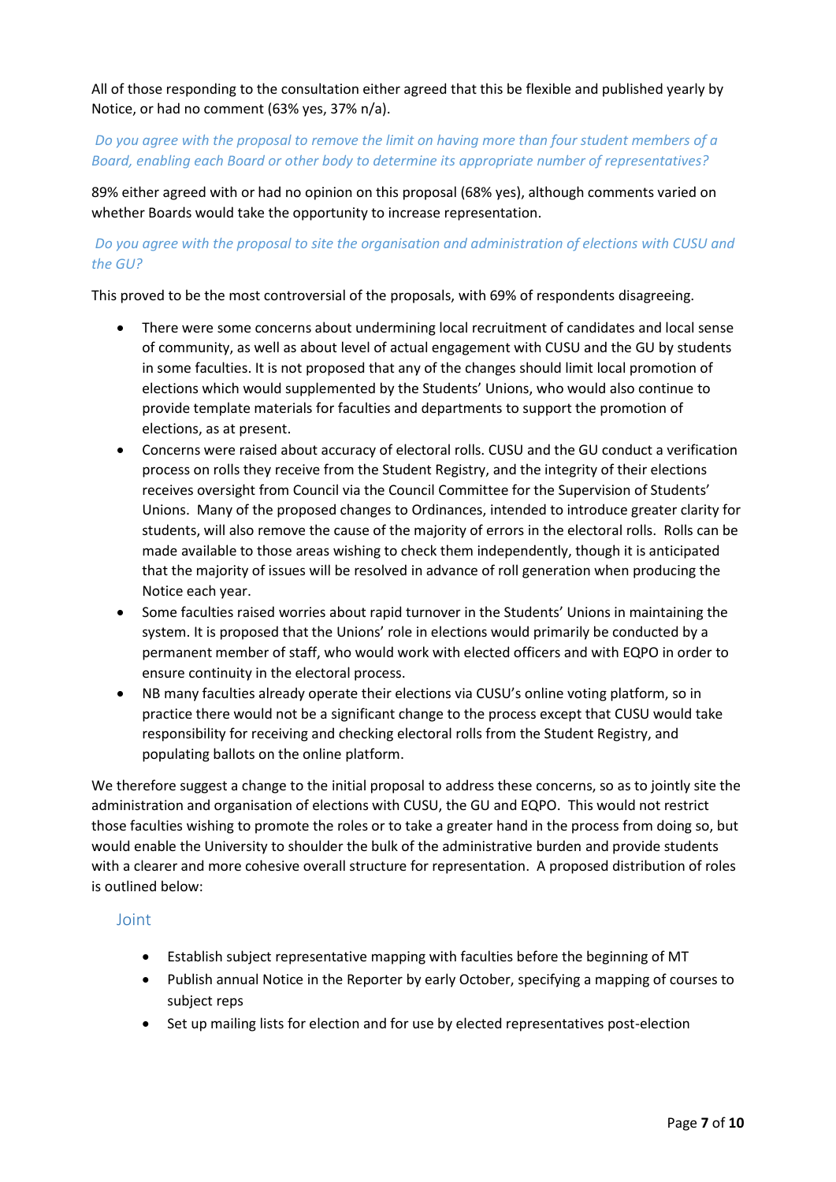All of those responding to the consultation either agreed that this be flexible and published yearly by Notice, or had no comment (63% yes, 37% n/a).

*Do you agree with the proposal to remove the limit on having more than four student members of a Board, enabling each Board or other body to determine its appropriate number of representatives?*

89% either agreed with or had no opinion on this proposal (68% yes), although comments varied on whether Boards would take the opportunity to increase representation.

*Do you agree with the proposal to site the organisation and administration of elections with CUSU and the GU?*

This proved to be the most controversial of the proposals, with 69% of respondents disagreeing.

- There were some concerns about undermining local recruitment of candidates and local sense of community, as well as about level of actual engagement with CUSU and the GU by students in some faculties. It is not proposed that any of the changes should limit local promotion of elections which would supplemented by the Students' Unions, who would also continue to provide template materials for faculties and departments to support the promotion of elections, as at present.
- Concerns were raised about accuracy of electoral rolls. CUSU and the GU conduct a verification process on rolls they receive from the Student Registry, and the integrity of their elections receives oversight from Council via the Council Committee for the Supervision of Students' Unions. Many of the proposed changes to Ordinances, intended to introduce greater clarity for students, will also remove the cause of the majority of errors in the electoral rolls. Rolls can be made available to those areas wishing to check them independently, though it is anticipated that the majority of issues will be resolved in advance of roll generation when producing the Notice each year.
- Some faculties raised worries about rapid turnover in the Students' Unions in maintaining the system. It is proposed that the Unions' role in elections would primarily be conducted by a permanent member of staff, who would work with elected officers and with EQPO in order to ensure continuity in the electoral process.
- NB many faculties already operate their elections via CUSU's online voting platform, so in practice there would not be a significant change to the process except that CUSU would take responsibility for receiving and checking electoral rolls from the Student Registry, and populating ballots on the online platform.

We therefore suggest a change to the initial proposal to address these concerns, so as to jointly site the administration and organisation of elections with CUSU, the GU and EQPO. This would not restrict those faculties wishing to promote the roles or to take a greater hand in the process from doing so, but would enable the University to shoulder the bulk of the administrative burden and provide students with a clearer and more cohesive overall structure for representation. A proposed distribution of roles is outlined below:

## Joint

- Establish subject representative mapping with faculties before the beginning of MT
- Publish annual Notice in the Reporter by early October, specifying a mapping of courses to subject reps
- Set up mailing lists for election and for use by elected representatives post-election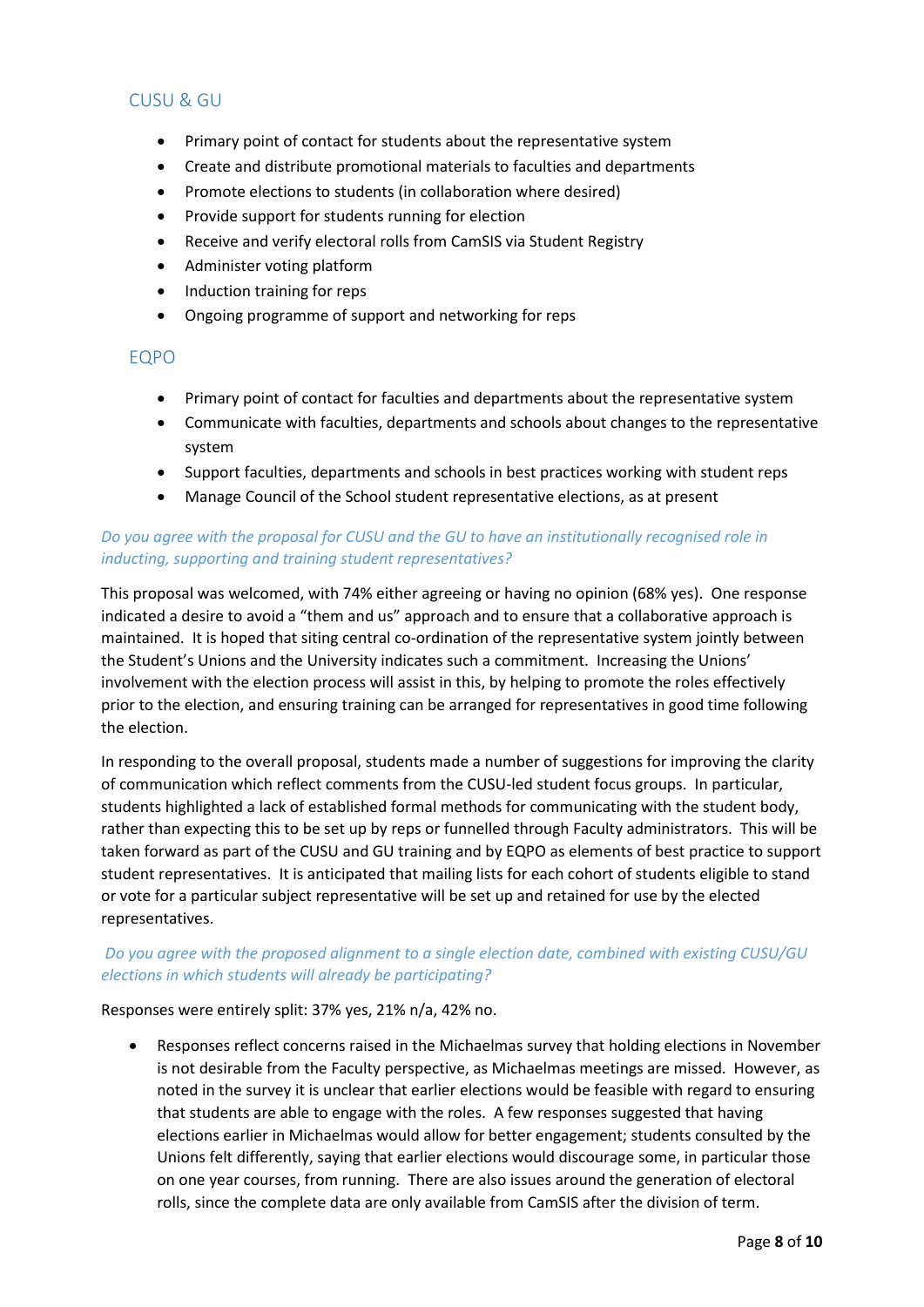## CUSU & GU

- Primary point of contact for students about the representative system
- Create and distribute promotional materials to faculties and departments
- Promote elections to students (in collaboration where desired)
- Provide support for students running for election
- Receive and verify electoral rolls from CamSIS via Student Registry
- Administer voting platform
- Induction training for reps
- Ongoing programme of support and networking for reps

## EQPO

- Primary point of contact for faculties and departments about the representative system
- Communicate with faculties, departments and schools about changes to the representative system
- Support faculties, departments and schools in best practices working with student reps
- Manage Council of the School student representative elections, as at present

*Do you agree with the proposal for CUSU and the GU to have an institutionally recognised role in inducting, supporting and training student representatives?*

This proposal was welcomed, with 74% either agreeing or having no opinion (68% yes). One response indicated a desire to avoid a "them and us" approach and to ensure that a collaborative approach is maintained. It is hoped that siting central co-ordination of the representative system jointly between the Student's Unions and the University indicates such a commitment. Increasing the Unions' involvement with the election process will assist in this, by helping to promote the roles effectively prior to the election, and ensuring training can be arranged for representatives in good time following the election.

In responding to the overall proposal, students made a number of suggestions for improving the clarity of communication which reflect comments from the CUSU-led student focus groups. In particular, students highlighted a lack of established formal methods for communicating with the student body, rather than expecting this to be set up by reps or funnelled through Faculty administrators. This will be taken forward as part of the CUSU and GU training and by EQPO as elements of best practice to support student representatives. It is anticipated that mailing lists for each cohort of students eligible to stand or vote for a particular subject representative will be set up and retained for use by the elected representatives.

*Do you agree with the proposed alignment to a single election date, combined with existing CUSU/GU elections in which students will already be participating?*

Responses were entirely split: 37% yes, 21% n/a, 42% no.

- Responses reflect concerns raised in the Michaelmas survey that holding elections in November is not desirable from the Faculty perspective, as Michaelmas meetings are missed. However, as noted in the survey it is unclear that earlier elections would be feasible with regard to ensuring that students are able to engage with the roles. A few responses suggested that having elections earlier in Michaelmas would allow for better engagement; students consulted by the Unions felt differently, saying that earlier elections would discourage some, in particular those on one year courses, from running. There are also issues around the generation of electoral rolls, since the complete data are only available from CamSIS after the division of term.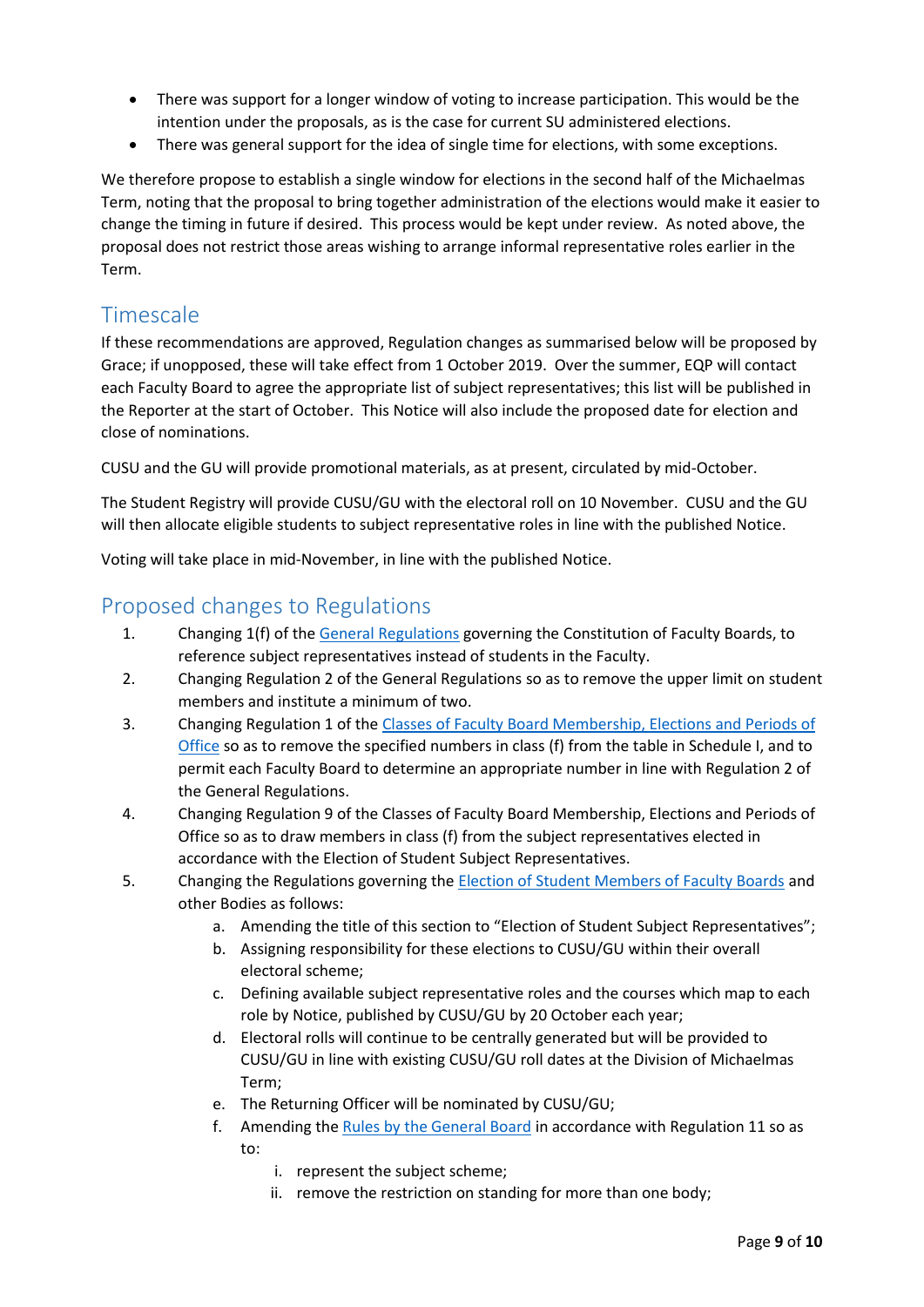- There was support for a longer window of voting to increase participation. This would be the intention under the proposals, as is the case for current SU administered elections.
- There was general support for the idea of single time for elections, with some exceptions.

We therefore propose to establish a single window for elections in the second half of the Michaelmas Term, noting that the proposal to bring together administration of the elections would make it easier to change the timing in future if desired. This process would be kept under review. As noted above, the proposal does not restrict those areas wishing to arrange informal representative roles earlier in the Term.

## Timescale

If these recommendations are approved, Regulation changes as summarised below will be proposed by Grace; if unopposed, these will take effect from 1 October 2019. Over the summer, EQP will contact each Faculty Board to agree the appropriate list of subject representatives; this list will be published in the Reporter at the start of October. This Notice will also include the proposed date for election and close of nominations.

CUSU and the GU will provide promotional materials, as at present, circulated by mid-October.

The Student Registry will provide CUSU/GU with the electoral roll on 10 November. CUSU and the GU will then allocate eligible students to subject representative roles in line with the published Notice.

Voting will take place in mid-November, in line with the published Notice.

## Proposed changes to Regulations

1. Changing 1(f) of the General Regulations governing the Constitution of Faculty Boards, to reference subject representatives instead of students in the Faculty.
2. Changing Regulation 2 of the General Regulations so as to remove the upper limit on student members and institute a minimum of two.
3. Changing Regulation 1 of the Classes of Faculty Board Membership, Elections and Periods of Office so as to remove the specified numbers in class (f) from the table in Schedule I, and to permit each Faculty Board to determine an appropriate number in line with Regulation 2 of the General Regulations.
4. Changing Regulation 9 of the Classes of Faculty Board Membership, Elections and Periods of Office so as to draw members in class (f) from the subject representatives elected in accordance with the Election of Student Subject Representatives.
5. Changing the Regulations governing the Election of Student Members of Faculty Boards and other Bodies as follows:
    a. Amending the title of this section to "Election of Student Subject Representatives";
    b. Assigning responsibility for these elections to CUSU/GU within their overall electoral scheme;
    c. Defining available subject representative roles and the courses which map to each role by Notice, published by CUSU/GU by 20 October each year;
    d. Electoral rolls will continue to be centrally generated but will be provided to CUSU/GU in line with existing CUSU/GU roll dates at the Division of Michaelmas Term;
    e. The Returning Officer will be nominated by CUSU/GU;
    f. Amending the Rules by the General Board in accordance with Regulation 11 so as to:
        i. represent the subject scheme;
        ii. remove the restriction on standing for more than one body;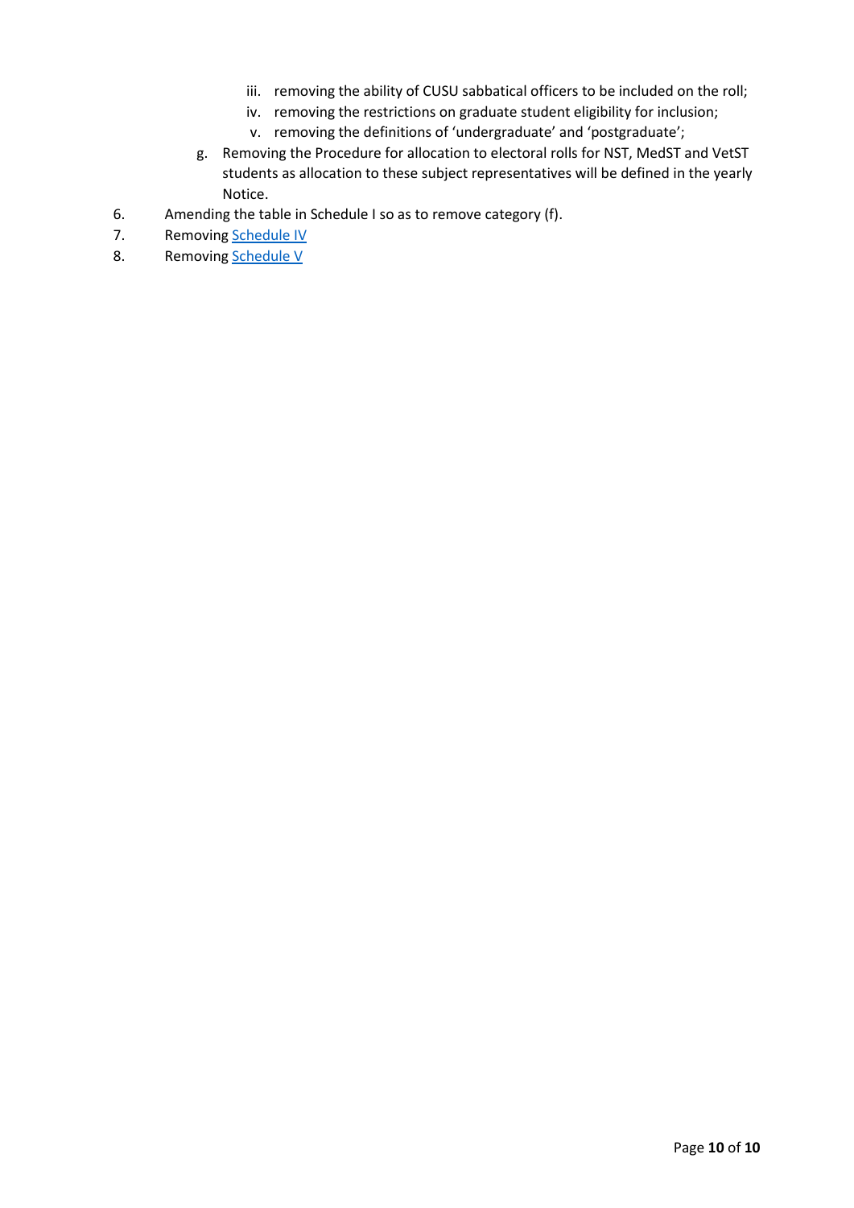iii. removing the ability of CUSU sabbatical officers to be included on the roll;
   iv. removing the restrictions on graduate student eligibility for inclusion;
   v. removing the definitions of 'undergraduate' and 'postgraduate';

   g. Removing the Procedure for allocation to electoral rolls for NST, MedST and VetST students as allocation to these subject representatives will be defined in the yearly Notice.

6. Amending the table in Schedule I so as to remove category (f).
7. Removing Schedule IV
8. Removing Schedule V